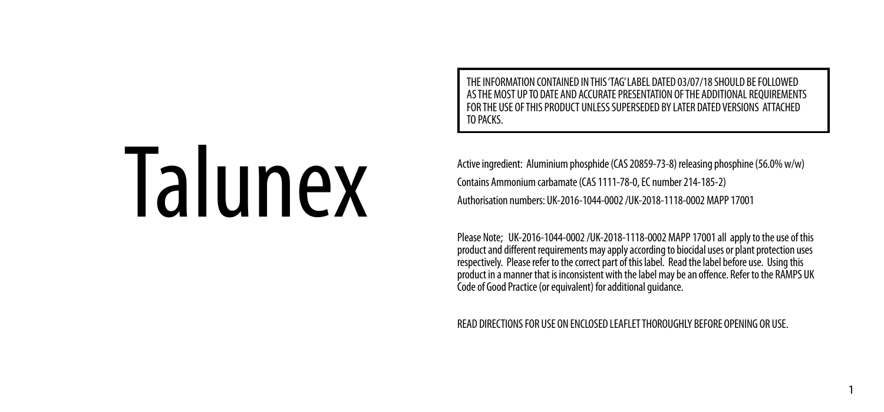# Talunex

> THE INFORMATION CONTAINED IN THIS 'TAG' LABEL DATED 03/07/18 SHOULD BE FOLLOWED AS THE MOST UP TO DATE AND ACCURATE PRESENTATION OF THE ADDITIONAL REQUIREMENTS FOR THE USE OF THIS PRODUCT UNLESS SUPERSEDED BY LATER DATED VERSIONS ATTACHED TO PACKS.

Active ingredient: Aluminium phosphide (CAS 20859-73-8) releasing phosphine (56.0% w/w)

Contains Ammonium carbamate (CAS 1111-78-0, EC number 214-185-2)

Authorisation numbers: UK-2016-1044-0002 /UK-2018-1118-0002 MAPP 17001

Please Note; UK-2016-1044-0002 /UK-2018-1118-0002 MAPP 17001 all apply to the use of this product and different requirements may apply according to biocidal uses or plant protection uses respectively. Please refer to the correct part of this label. Read the label before use. Using this product in a manner that is inconsistent with the label may be an offence. Refer to the RAMPS UK Code of Good Practice (or equivalent) for additional guidance.

READ DIRECTIONS FOR USE ON ENCLOSED LEAFLET THOROUGHLY BEFORE OPENING OR USE.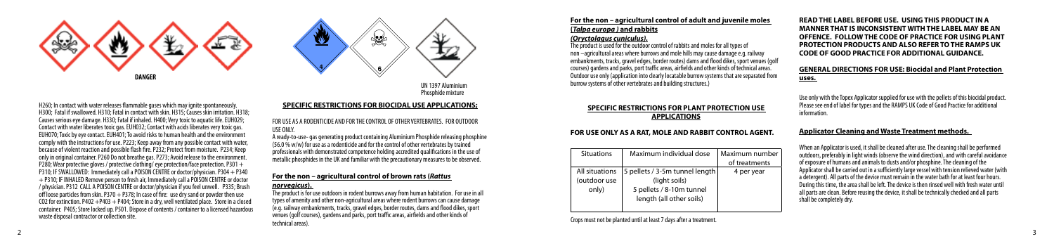**DANGER**

H260; In contact with water releases flammable gases which may ignite spontaneously. H300; Fatal if swallowed. H310; Fatal in contact with skin. H315; Causes skin irritation. H318; Causes serious eye damage. H330; Fatal if inhaled. H400; Very toxic to aquatic life. EUH029; Contact with water liberates toxic gas. EUH032; Contact with acids liberates very toxic gas. EUH070; Toxic by eye contact. EUH401; To avoid risks to human health and the environment comply with the instructions for use. P223; Keep away from any possible contact with water, because of violent reaction and possible flash fire. P232; Protect from moisture. P234; Keep only in original container. P260 Do not breathe gas. P273; Avoid release to the environment. P280; Wear protective gloves / protective clothing/ eye protection/face protection. P301 + P310; IF SWALLOWED: Immediately call a POISON CENTRE or doctor/physician. P304 + P340 + P310; IF INHALED Remove person to fresh air, Immediately call a POISON CENTRE or doctor / physician. P312 CALL A POISON CENTRE or doctor/physician if you feel unwell. P335; Brush off loose particles from skin. P370 + P378; In case of fire: use dry sand or powder then use CO2 for extinction. P402 +P403 + P404; Store in a dry, well ventilated place. Store in a closed container. P405; Store locked up. P501. Dispose of contents / container to a licensed hazardous waste disposal contractor or collection site.

UN 1397 Aluminium Phosphide mixture

## SPECIFIC RESTRICTIONS FOR BIOCIDAL USE APPLICATIONS;

FOR USE AS A RODENTICIDE AND FOR THE CONTROL OF OTHER VERTEBRATES. FOR OUTDOOR USE ONLY.

A ready-to-use- gas generating product containing Aluminium Phosphide releasing phosphine (56.0 % w/w) for use as a rodenticide and for the control of other vertebrates by trained professionals with demonstrated competence holding accredited qualifications in the use of metallic phosphides in the UK and familiar with the precautionary measures to be observed.

### For the non – agricultural control of brown rats (*Rattus norvegicus*).

The product is for use outdoors in rodent burrows away from human habitation. For use in all types of amenity and other non-agricultural areas where rodent burrows can cause damage (e.g. railway embankments, tracks, gravel edges, border routes, dams and flood dikes, sport venues (golf courses), gardens and park, port traffic areas, airfields and other kinds of technical areas).

### For the non – agricultural control of adult and juvenile moles (*Talpa europa*) and rabbits (*Oryctolagus cuniculus*).

The product is used for the outdoor control of rabbits and moles for all types of non –agricultural areas where burrows and mole hills may cause damage e.g. railway embankments, tracks, gravel edges, border routes) dams and flood dikes, sport venues (golf courses) gardens and parks, port traffic areas, airfields and other kinds of technical areas. Outdoor use only (application into clearly locatable burrow systems that are separated from burrow systems of other vertebrates and building structures.)

## SPECIFIC RESTRICTIONS FOR PLANT PROTECTION USE APPLICATIONS

**FOR USE ONLY AS A RAT, MOLE AND RABBIT CONTROL AGENT.**

| Situations | Maximum individual dose | Maximum number of treatments |
|---|---|---|
| All situations (outdoor use only) | 5 pellets / 3-5m tunnel length (light soils)<br>5 pellets / 8-10m tunnel length (all other soils) | 4 per year |

Crops must not be planted until at least 7 days after a treatment.

**READ THE LABEL BEFORE USE. USING THIS PRODUCT IN A MANNER THAT IS INCONSISTENT WITH THE LABEL MAY BE AN OFFENCE. FOLLOW THE CODE OF PRACTICE FOR USING PLANT PROTECTION PRODUCTS AND ALSO REFER TO THE RAMPS UK CODE OF GOOD PRACTICE FOR ADDITIONAL GUIDANCE.**

## GENERAL DIRECTIONS FOR USE: Biocidal and Plant Protection uses.

Use only with the Topex Applicator supplied for use with the pellets of this biocidal product. Please see end of label for types and the RAMPS UK Code of Good Practice for additional information.

## Applicator Cleaning and Waste Treatment methods.

When an Applicator is used, it shall be cleaned after use. The cleaning shall be performed outdoors, preferably in light winds (observe the wind direction), and with careful avoidance of exposure of humans and animals to dusts and/or phosphine. The cleaning of the Applicator shall be carried out in a sufficiently large vessel with tension relieved water (with a detergent). All parts of the device must remain in the water bath for at least four hours. During this time, the area shall be left. The device is then rinsed well with fresh water until all parts are clean. Before reusing the device, it shall be technically checked and all parts shall be completely dry.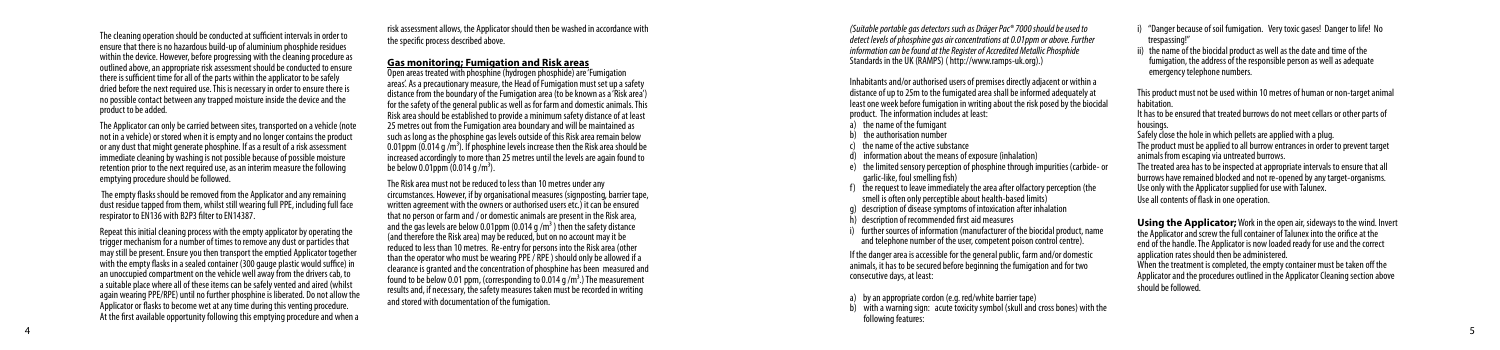The cleaning operation should be conducted at sufficient intervals in order to ensure that there is no hazardous build-up of aluminium phosphide residues within the device. However, before progressing with the cleaning procedure as outlined above, an appropriate risk assessment should be conducted to ensure there is sufficient time for all of the parts within the applicator to be safely dried before the next required use. This is necessary in order to ensure there is no possible contact between any trapped moisture inside the device and the product to be added.

The Applicator can only be carried between sites, transported on a vehicle (note not in a vehicle) or stored when it is empty and no longer contains the product or any dust that might generate phosphine. If as a result of a risk assessment immediate cleaning by washing is not possible because of possible moisture retention prior to the next required use, as an interim measure the following emptying procedure should be followed.

The empty flasks should be removed from the Applicator and any remaining dust residue tapped from them, whilst still wearing full PPE, including full face respirator to EN136 with B2P3 filter to EN14387.

Repeat this initial cleaning process with the empty applicator by operating the trigger mechanism for a number of times to remove any dust or particles that may still be present. Ensure you then transport the emptied Applicator together with the empty flasks in a sealed container (300 gauge plastic would suffice) in an unoccupied compartment on the vehicle well away from the drivers cab, to a suitable place where all of these items can be safely vented and aired (whilst again wearing PPE/RPE) until no further phosphine is liberated. Do not allow the Applicator or flasks to become wet at any time during this venting procedure. At the first available opportunity following this emptying procedure and when a risk assessment allows, the Applicator should then be washed in accordance with the specific process described above.

## Gas monitoring; Fumigation and Risk areas

Open areas treated with phosphine (hydrogen phosphide) are 'Fumigation areas'. As a precautionary measure, the Head of Fumigation must set up a safety distance from the boundary of the Fumigation area (to be known as a 'Risk area') for the safety of the general public as well as for farm and domestic animals. This Risk area should be established to provide a minimum safety distance of at least 25 metres out from the Fumigation area boundary and will be maintained as such as long as the phosphine gas levels outside of this Risk area remain below 0.01ppm (0.014 g /m$^3$). If phosphine levels increase then the Risk area should be increased accordingly to more than 25 metres until the levels are again found to be below 0.01ppm (0.014 g /m$^3$).

The Risk area must not be reduced to less than 10 metres under any circumstances. However, if by organisational measures (signposting, barrier tape, written agreement with the owners or authorised users etc.) it can be ensured that no person or farm and / or domestic animals are present in the Risk area, and the gas levels are below 0.01ppm (0.014 g /m$^3$) then the safety distance (and therefore the Risk area) may be reduced, but on no account may it be reduced to less than 10 metres. Re-entry for persons into the Risk area (other than the operator who must be wearing PPE / RPE ) should only be allowed if a clearance is granted and the concentration of phosphine has been measured and found to be below 0.01 ppm, (corresponding to 0.014 g /m$^3$.) The measurement results and, if necessary, the safety measures taken must be recorded in writing and stored with documentation of the fumigation.

*(Suitable portable gas detectors such as Dräger Pac® 7000 should be used to detect levels of phosphine gas air concentrations at 0.01ppm or above. Further information can be found at the Register of Accredited Metallic Phosphide Standards in the UK (RAMPS) ( http://www.ramps-uk.org).)*

Inhabitants and/or authorised users of premises directly adjacent or within a distance of up to 25m to the fumigated area shall be informed adequately at least one week before fumigation in writing about the risk posed by the biocidal product. The information includes at least:

a) the name of the fumigant
b) the authorisation number
c) the name of the active substance
d) information about the means of exposure (inhalation)
e) the limited sensory perception of phosphine through impurities (carbide- or garlic-like, foul smelling fish)
f) the request to leave immediately the area after olfactory perception (the smell is often only perceptible about health-based limits)
g) description of disease symptoms of intoxication after inhalation
h) description of recommended first aid measures
i) further sources of information (manufacturer of the biocidal product, name and telephone number of the user, competent poison control centre).

If the danger area is accessible for the general public, farm and/or domestic animals, it has to be secured before beginning the fumigation and for two consecutive days, at least:

a) by an appropriate cordon (e.g. red/white barrier tape)
b) with a warning sign: acute toxicity symbol (skull and cross bones) with the following features:

i) "Danger because of soil fumigation. Very toxic gases! Danger to life! No trespassing!"
ii) the name of the biocidal product as well as the date and time of the fumigation, the address of the responsible person as well as adequate emergency telephone numbers.

This product must not be used within 10 metres of human or non-target animal habitation.

It has to be ensured that treated burrows do not meet cellars or other parts of housings.

Safely close the hole in which pellets are applied with a plug.

The product must be applied to all burrow entrances in order to prevent target animals from escaping via untreated burrows.

The treated area has to be inspected at appropriate intervals to ensure that all burrows have remained blocked and not re-opened by any target-organisms.

Use only with the Applicator supplied for use with Talunex.

Use all contents of flask in one operation.

**Using the Applicator;** Work in the open air, sideways to the wind. Invert the Applicator and screw the full container of Talunex into the orifice at the end of the handle. The Applicator is now loaded ready for use and the correct application rates should then be administered.

When the treatment is completed, the empty container must be taken off the Applicator and the procedures outlined in the Applicator Cleaning section above should be followed.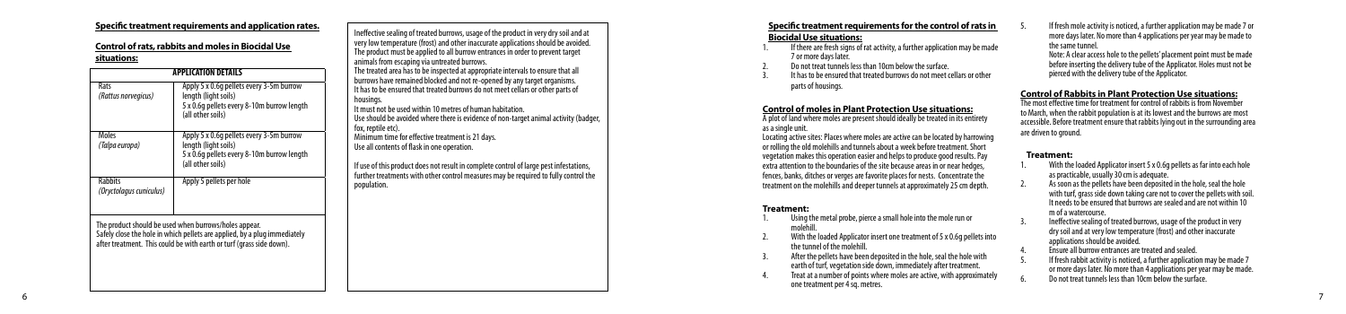## Specific treatment requirements and application rates.

### Control of rats, rabbits and moles in Biocidal Use situations:

| APPLICATION DETAILS | |
|---|---|
| Rats *(Rattus norvegicus)* | Apply 5 x 0.6g pellets every 3-5m burrow length (light soils) 5 x 0.6g pellets every 8-10m burrow length (all other soils) |
| Moles *(Talpa europa)* | Apply 5 x 0.6g pellets every 3-5m burrow length (light soils) 5 x 0.6g pellets every 8-10m burrow length (all other soils) |
| Rabbits *(Oryctolagus cuniculus)* | Apply 5 pellets per hole |

The product should be used when burrows/holes appear.
Safely close the hole in which pellets are applied, by a plug immediately after treatment. This could be with earth or turf (grass side down).

Ineffective sealing of treated burrows, usage of the product in very dry soil and at very low temperature (frost) and other inaccurate applications should be avoided.
The product must be applied to all burrow entrances in order to prevent target animals from escaping via untreated burrows.
The treated area has to be inspected at appropriate intervals to ensure that all burrows have remained blocked and not re-opened by any target organisms.
It has to be ensured that treated burrows do not meet cellars or other parts of housings.
It must not be used within 10 metres of human habitation.
Use should be avoided where there is evidence of non-target animal activity (badger, fox, reptile etc).
Minimum time for effective treatment is 21 days.
Use all contents of flask in one operation.

If use of this product does not result in complete control of large pest infestations, further treatments with other control measures may be required to fully control the population.

### Specific treatment requirements for the control of rats in Biocidal Use situations:

1. If there are fresh signs of rat activity, a further application may be made 7 or more days later.
2. Do not treat tunnels less than 10cm below the surface.
3. It has to be ensured that treated burrows do not meet cellars or other parts of housings.

### Control of moles in Plant Protection Use situations:

A plot of land where moles are present should ideally be treated in its entirety as a single unit.
Locating active sites: Places where moles are active can be located by harrowing or rolling the old molehills and tunnels about a week before treatment. Short vegetation makes this operation easier and helps to produce good results. Pay extra attention to the boundaries of the site because areas in or near hedges, fences, banks, ditches or verges are favorite places for nests. Concentrate the treatment on the molehills and deeper tunnels at approximately 25 cm depth.

#### Treatment:

1. Using the metal probe, pierce a small hole into the mole run or molehill.
2. With the loaded Applicator insert one treatment of 5 x 0.6g pellets into the tunnel of the molehill.
3. After the pellets have been deposited in the hole, seal the hole with earth of turf, vegetation side down, immediately after treatment.
4. Treat at a number of points where moles are active, with approximately one treatment per 4 sq. metres.
5. If fresh mole activity is noticed, a further application may be made 7 or more days later. No more than 4 applications per year may be made to the same tunnel.
   Note: A clear access hole to the pellets' placement point must be made before inserting the delivery tube of the Applicator. Holes must not be pierced with the delivery tube of the Applicator.

### Control of Rabbits in Plant Protection Use situations:

The most effective time for treatment for control of rabbits is from November to March, when the rabbit population is at its lowest and the burrows are most accessible. Before treatment ensure that rabbits lying out in the surrounding area are driven to ground.

#### Treatment:

1. With the loaded Applicator insert 5 x 0.6g pellets as far into each hole as practicable, usually 30 cm is adequate.
2. As soon as the pellets have been deposited in the hole, seal the hole with turf, grass side down taking care not to cover the pellets with soil. It needs to be ensured that burrows are sealed and are not within 10 m of a watercourse.
3. Ineffective sealing of treated burrows, usage of the product in very dry soil and at very low temperature (frost) and other inaccurate applications should be avoided.
4. Ensure all burrow entrances are treated and sealed.
5. If fresh rabbit activity is noticed, a further application may be made 7 or more days later. No more than 4 applications per year may be made.
6. Do not treat tunnels less than 10cm below the surface.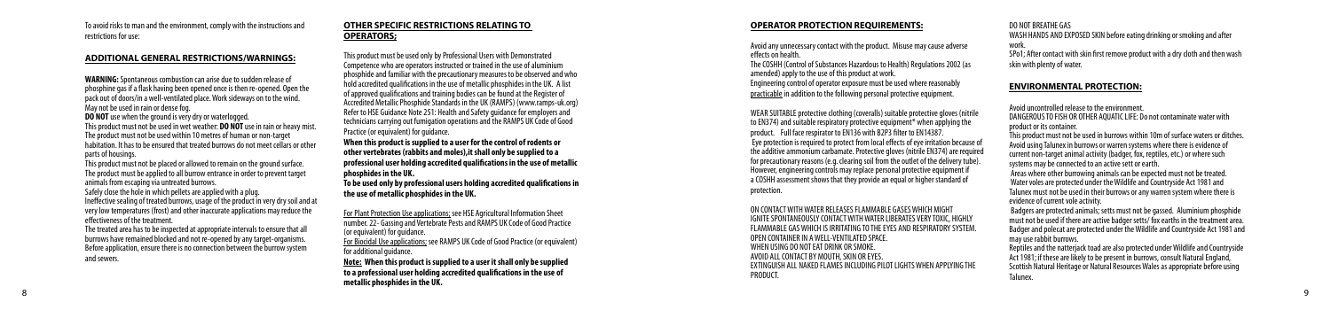To avoid risks to man and the environment, comply with the instructions and restrictions for use:

## ADDITIONAL GENERAL RESTRICTIONS/WARNINGS:

**WARNING:** Spontaneous combustion can arise due to sudden release of phosphine gas if a flask having been opened once is then re-opened. Open the pack out of doors/in a well-ventilated place. Work sideways on to the wind. May not be used in rain or dense fog.

**DO NOT** use when the ground is very dry or waterlogged.

This product must not be used in wet weather: **DO NOT** use in rain or heavy mist. The product must not be used within 10 metres of human or non-target habitation. It has to be ensured that treated burrows do not meet cellars or other parts of housings.

This product must not be placed or allowed to remain on the ground surface. The product must be applied to all burrow entrance in order to prevent target animals from escaping via untreated burrows.

Safely close the hole in which pellets are applied with a plug.

Ineffective sealing of treated burrows, usage of the product in very dry soil and at very low temperatures (frost) and other inaccurate applications may reduce the effectiveness of the treatment.

The treated area has to be inspected at appropriate intervals to ensure that all burrows have remained blocked and not re-opened by any target-organisms. Before application, ensure there is no connection between the burrow system and sewers.

## OTHER SPECIFIC RESTRICTIONS RELATING TO OPERATORS;

This product must be used only by Professional Users with Demonstrated Competence who are operators instructed or trained in the use of aluminium phosphide and familiar with the precautionary measures to be observed and who hold accredited qualifications in the use of metallic phosphides in the UK. A list of approved qualifications and training bodies can be found at the Register of Accredited Metallic Phosphide Standards in the UK (RAMPS) (www.ramps-uk.org) Refer to HSE Guidance Note 251: Health and Safety guidance for employers and technicians carrying out fumigation operations and the RAMPS UK Code of Good Practice (or equivalent) for guidance.

**When this product is supplied to a user for the control of rodents or other vertebrates (rabbits and moles),it shall only be supplied to a professional user holding accredited qualifications in the use of metallic phosphides in the UK.**

**To be used only by professional users holding accredited qualifications in the use of metallic phosphides in the UK.**

For Plant Protection Use applications: see HSE Agricultural Information Sheet number. 22- Gassing and Vertebrate Pests and RAMPS UK Code of Good Practice (or equivalent) for guidance.

For Biocidal Use applications: see RAMPS UK Code of Good Practice (or equivalent) for additional guidance.

**Note: When this product is supplied to a user it shall only be supplied to a professional user holding accredited qualifications in the use of metallic phosphides in the UK.**

## OPERATOR PROTECTION REQUIREMENTS:

Avoid any unnecessary contact with the product. Misuse may cause adverse effects on health.

The COSHH (Control of Substances Hazardous to Health) Regulations 2002 (as amended) apply to the use of this product at work.

Engineering control of operator exposure must be used where reasonably practicable in addition to the following personal protective equipment.

WEAR SUITABLE protective clothing (coveralls) suitable protective gloves (nitrile to EN374) and suitable respiratory protective equipment* when applying the product. Full face respirator to EN136 with B2P3 filter to EN14387.

Eye protection is required to protect from local effects of eye irritation because of the additive ammonium carbamate. Protective gloves (nitrile EN374) are required for precautionary reasons (e.g. clearing soil from the outlet of the delivery tube). However, engineering controls may replace personal protective equipment if a COSHH assessment shows that they provide an equal or higher standard of protection.

ON CONTACT WITH WATER RELEASES FLAMMABLE GASES WHICH MIGHT IGNITE SPONTANEOUSLY CONTACT WITH WATER LIBERATES VERY TOXIC, HIGHLY FLAMMABLE GAS WHICH IS IRRITATING TO THE EYES AND RESPIRATORY SYSTEM.
OPEN CONTAINER IN A WELL-VENTILATED SPACE.
WHEN USING DO NOT EAT DRINK OR SMOKE.
AVOID ALL CONTACT BY MOUTH, SKIN OR EYES.
EXTINGUISH ALL NAKED FLAMES INCLUDING PILOT LIGHTS WHEN APPLYING THE PRODUCT.

DO NOT BREATHE GAS
WASH HANDS AND EXPOSED SKIN before eating drinking or smoking and after work.
SPo1; After contact with skin first remove product with a dry cloth and then wash skin with plenty of water.

## ENVIRONMENTAL PROTECTION:

Avoid uncontrolled release to the environment.
DANGEROUS TO FISH OR OTHER AQUATIC LIFE: Do not contaminate water with product or its container.

This product must not be used in burrows within 10m of surface waters or ditches. Avoid using Talunex in burrows or warren systems where there is evidence of current non-target animal activity (badger, fox, reptiles, etc.) or where such systems may be connected to an active sett or earth.

Areas where other burrowing animals can be expected must not be treated. Water voles are protected under the Wildlife and Countryside Act 1981 and Talunex must not be used in their burrows or any warren system where there is evidence of current vole activity.

Badgers are protected animals; setts must not be gassed. Aluminium phosphide must not be used if there are active badger setts/ fox earths in the treatment area. Badger and polecat are protected under the Wildlife and Countryside Act 1981 and may use rabbit burrows.

Reptiles and the natterjack toad are also protected under Wildlife and Countryside Act 1981; if these are likely to be present in burrows, consult Natural England, Scottish Natural Heritage or Natural Resources Wales as appropriate before using Talunex.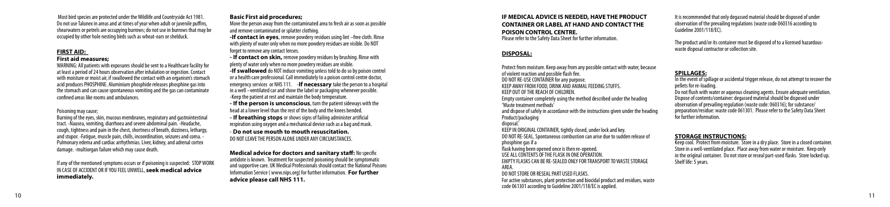Most bird species are protected under the Wildlife and Countryside Act 1981. Do not use Talunex in areas and at times of year when adult or juvenile puffins, shearwaters or petrels are occupying burrows; do not use in burrows that may be occupied by other hole nesting birds such as wheat-ears or shelduck.

## FIRST AID:

### First aid measures;

WARNING: All patients with exposures should be sent to a Healthcare facility for at least a period of 24 hours observation after inhalation or ingestion. Contact with moisture or moist air, if swallowed the contact with an organism's stomach acid produces PHOSPHINE. Aluminium phosphide releases phosphine gas into the stomach and can cause spontaneous vomiting and the gas can contaminate confined areas like rooms and ambulances.

Poisoning may cause;

Burning of the eyes, skin, mucous membranes, respiratory and gastrointestinal tract. -Nausea, vomiting, diarrhoea and severe abdominal pain. -Headache, cough, tightness and pain in the chest, shortness of breath, dizziness, lethargy, and stupor. -Fatigue, muscle pain, chills, incoordination, seizures and coma. -Pulmonary edema and cardiac arrhythmias. Liver, kidney, and adrenal cortex damage. -multiorgan failure which may cause death.

If any of the mentioned symptoms occurs or if poisoning is suspected: STOP WORK IN CASE OF ACCIDENT OR IF YOU FEEL UNWELL, **seek medical advice immediately.**

### Basic First aid procedures;

Move the person away from the contaminated area to fresh air as soon as possible and remove contaminated or splatter clothing.

**-If contact in eyes**, remove powdery residues using lint –free cloth. Rinse with plenty of water only when no more powdery residues are visible. Do NOT forget to remove any contact lenses.

**- If contact on skin,** remove powdery residues by brushing. Rinse with plenty of water only when no more powdery residues are visible.

**-If swallowed** do NOT induce vomiting unless told to do so by poison control or a health care professional. Call immediately to a poison control centre doctor, emergency services or NHS 111. **-If necessary** take the person to a hospital in a well –ventilated car and show the label or packaging whenever possible. -Keep the patient at rest and maintain the body temperature.

**- If the person is unconscious**, turn the patient sideways with the head at a lower level than the rest of the body and the knees bended.

**- If breathing stops** or shows signs of failing administer artificial respiration using oxygen and a mechanical device such as a bag and mask.

**- Do not use mouth to mouth resuscitation.**

DO NOT LEAVE THE PERSON ALONE UNDER ANY CIRCUMSTANCES.

**Medical advice for doctors and sanitary staff:** No specific antidote is known. Treatment for suspected poisoning should be symptomatic and supportive care. UK Medical Professionals should contact the National Poisons Information Service ( www.nips.org) for further information. **For further advice please call NHS 111.**

**IF MEDICAL ADVICE IS NEEDED, HAVE THE PRODUCT CONTAINER OR LABEL AT HAND AND CONTACT THE POISON CONTROL CENTRE.**

Please refer to the Safety Data Sheet for further information.

## DISPOSAL:

Protect from moisture. Keep away from any possible contact with water, because of violent reaction and possible flash fire.
DO NOT RE-USE CONTAINER for any purpose.
KEEP AWAY FROM FOOD, DRINK AND ANIMAL FEEDING STUFFS.
KEEP OUT OF THE REACH OF CHILDREN.
Empty container completely using the method described under the heading 'Waste treatment methods'
and dispose of safely in accordance with the instructions given under the heading Product/packaging
disposal.
KEEP IN ORIGINAL CONTAINER, tightly closed, under lock and key.
DO NOT RE-SEAL. Spontaneous combustion can arise due to sudden release of phosphine gas if a
flask having been opened once is then re-opened.
USE ALL CONTENTS OF THE FLASK IN ONE OPERATION.
EMPTY FLASKS CAN BE RE-SEALED ONLY FOR TRANSPORT TO WASTE STORAGE AREA.
DO NOT STORE OR RESEAL PART USED FLASKS.
For active substances, plant protection and biocidal product and residues, waste code 061301 according to Guideline 2001/118/EC is applied.

It is recommended that only degassed material should be disposed of under observation of the prevailing regulations (waste code 060316 according to Guideline 2001/118/EC).

The product and/or its container must be disposed of to a licensed hazardous-waste disposal contractor or collection site.

## SPILLAGES:

In the event of spillage or accidental trigger release, do not attempt to recover the pellets for re-loading.
Do not flush with water or aqueous cleaning agents. Ensure adequate ventilation. Dispose of contents/container: degassed material should be disposed under observation of prevailing regulation (waste code: 060316); for substance/ preparation/residue: waste code 061301. Please refer to the Safety Data Sheet for further information.

## STORAGE INSTRUCTIONS:

Keep cool. Protect from moisture. Store in a dry place. Store in a closed container. Store in a well-ventilated place. Place away from water or moisture. Keep only in the original container. Do not store or reseal part-used flasks. Store locked up. Shelf life: 5 years.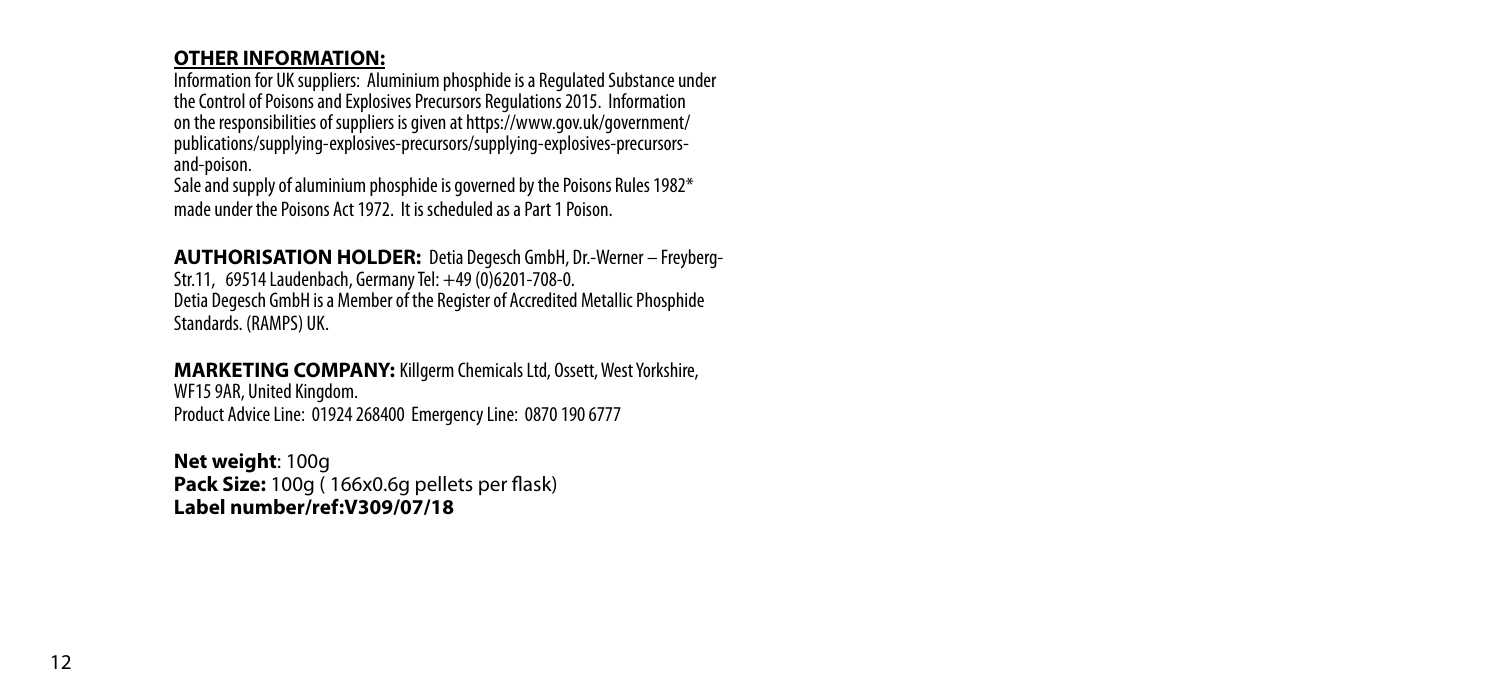**OTHER INFORMATION:**

Information for UK suppliers: Aluminium phosphide is a Regulated Substance under the Control of Poisons and Explosives Precursors Regulations 2015. Information on the responsibilities of suppliers is given at https://www.gov.uk/government/publications/supplying-explosives-precursors/supplying-explosives-precursors-and-poison.

Sale and supply of aluminium phosphide is governed by the Poisons Rules 1982* made under the Poisons Act 1972. It is scheduled as a Part 1 Poison.

**AUTHORISATION HOLDER:** Detia Degesch GmbH, Dr.-Werner – Freyberg-Str.11, 69514 Laudenbach, Germany Tel: +49 (0)6201-708-0.
Detia Degesch GmbH is a Member of the Register of Accredited Metallic Phosphide Standards. (RAMPS) UK.

**MARKETING COMPANY:** Killgerm Chemicals Ltd, Ossett, West Yorkshire, WF15 9AR, United Kingdom.
Product Advice Line: 01924 268400 Emergency Line: 0870 190 6777

**Net weight**: 100g
**Pack Size:** 100g ( 166x0.6g pellets per flask)
**Label number/ref:V309/07/18**